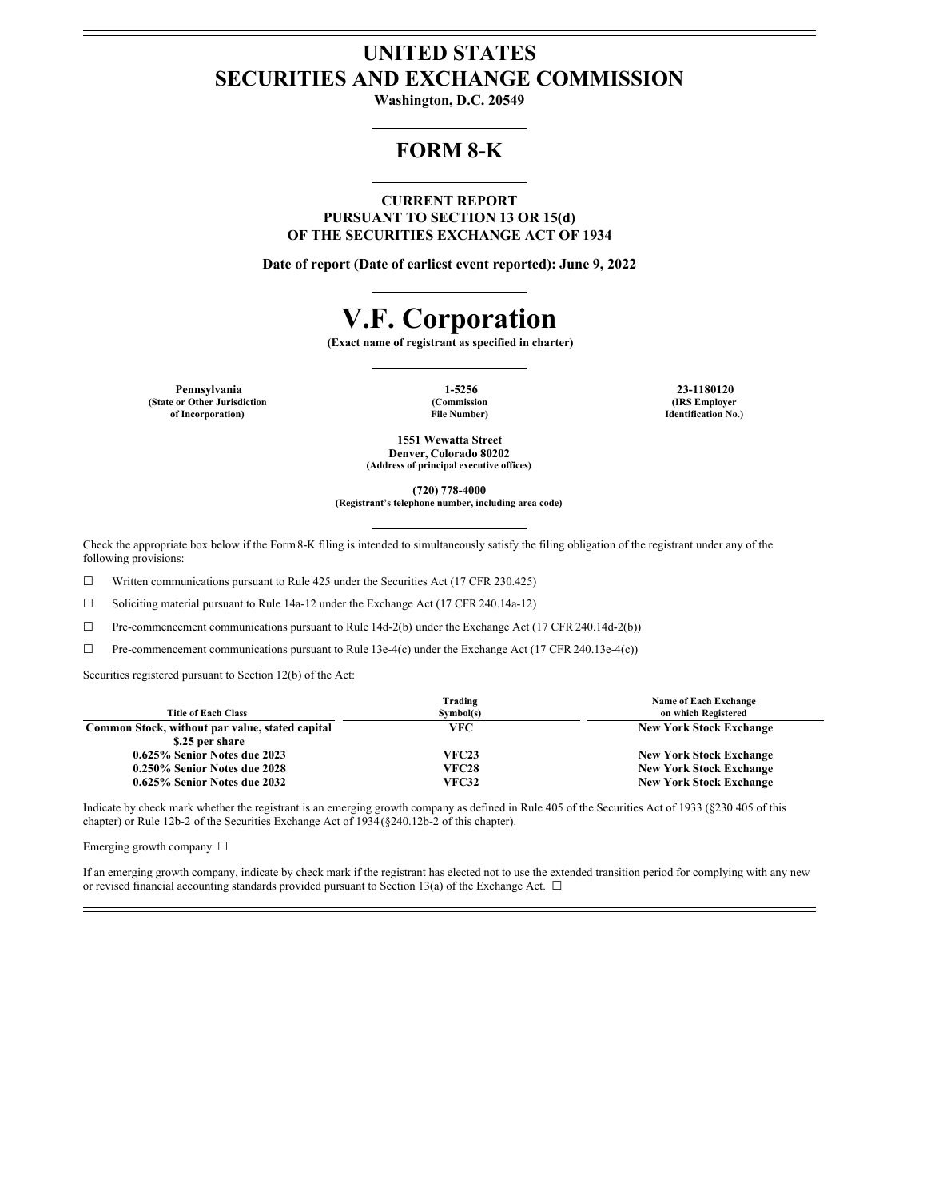# UNITED STATES
# SECURITIES AND EXCHANGE COMMISSION

**Washington, D.C. 20549**

## FORM 8-K

**CURRENT REPORT**
**PURSUANT TO SECTION 13 OR 15(d)**
**OF THE SECURITIES EXCHANGE ACT OF 1934**

**Date of report (Date of earliest event reported): June 9, 2022**

# V.F. Corporation

**(Exact name of registrant as specified in charter)**

| Pennsylvania | 1-5256 | 23-1180120 |
|---|---|---|
| (State or Other Jurisdiction of Incorporation) | (Commission File Number) | (IRS Employer Identification No.) |

**1551 Wewatta Street**
**Denver, Colorado 80202**
**(Address of principal executive offices)**

**(720) 778-4000**
**(Registrant's telephone number, including area code)**

Check the appropriate box below if the Form 8-K filing is intended to simultaneously satisfy the filing obligation of the registrant under any of the following provisions:

☐ Written communications pursuant to Rule 425 under the Securities Act (17 CFR 230.425)

☐ Soliciting material pursuant to Rule 14a-12 under the Exchange Act (17 CFR 240.14a-12)

☐ Pre-commencement communications pursuant to Rule 14d-2(b) under the Exchange Act (17 CFR 240.14d-2(b))

☐ Pre-commencement communications pursuant to Rule 13e-4(c) under the Exchange Act (17 CFR 240.13e-4(c))

Securities registered pursuant to Section 12(b) of the Act:

| Title of Each Class | Trading Symbol(s) | Name of Each Exchange on which Registered |
|---|---|---|
| Common Stock, without par value, stated capital $.25 per share | VFC | New York Stock Exchange |
| 0.625% Senior Notes due 2023 | VFC23 | New York Stock Exchange |
| 0.250% Senior Notes due 2028 | VFC28 | New York Stock Exchange |
| 0.625% Senior Notes due 2032 | VFC32 | New York Stock Exchange |

Indicate by check mark whether the registrant is an emerging growth company as defined in Rule 405 of the Securities Act of 1933 (§230.405 of this chapter) or Rule 12b-2 of the Securities Exchange Act of 1934 (§240.12b-2 of this chapter).

Emerging growth company ☐

If an emerging growth company, indicate by check mark if the registrant has elected not to use the extended transition period for complying with any new or revised financial accounting standards provided pursuant to Section 13(a) of the Exchange Act. ☐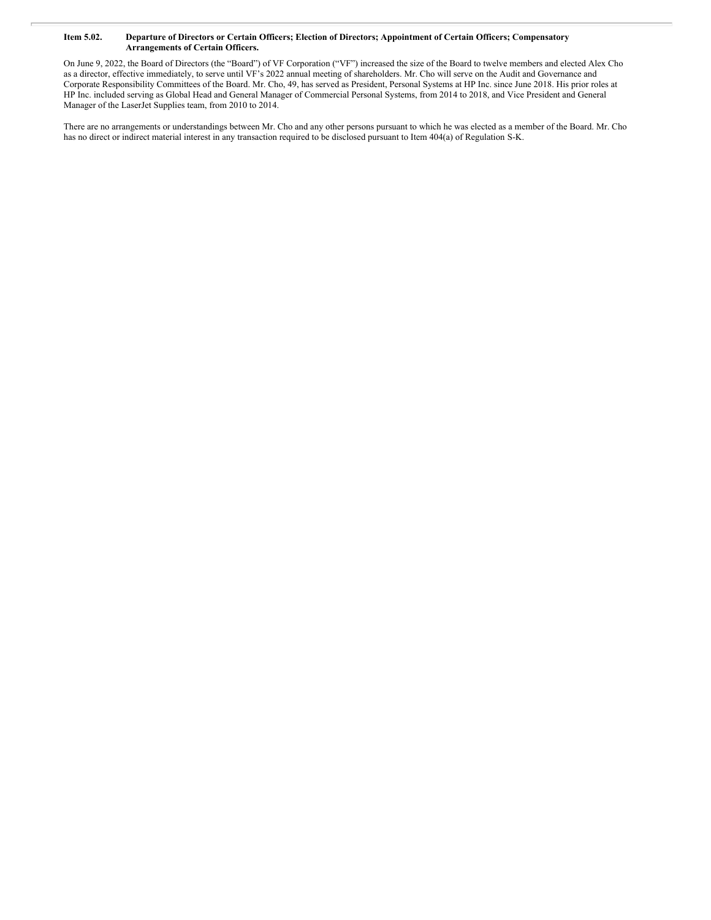**Item 5.02. Departure of Directors or Certain Officers; Election of Directors; Appointment of Certain Officers; Compensatory Arrangements of Certain Officers.**

On June 9, 2022, the Board of Directors (the "Board") of VF Corporation ("VF") increased the size of the Board to twelve members and elected Alex Cho as a director, effective immediately, to serve until VF's 2022 annual meeting of shareholders. Mr. Cho will serve on the Audit and Governance and Corporate Responsibility Committees of the Board. Mr. Cho, 49, has served as President, Personal Systems at HP Inc. since June 2018. His prior roles at HP Inc. included serving as Global Head and General Manager of Commercial Personal Systems, from 2014 to 2018, and Vice President and General Manager of the LaserJet Supplies team, from 2010 to 2014.

There are no arrangements or understandings between Mr. Cho and any other persons pursuant to which he was elected as a member of the Board. Mr. Cho has no direct or indirect material interest in any transaction required to be disclosed pursuant to Item 404(a) of Regulation S-K.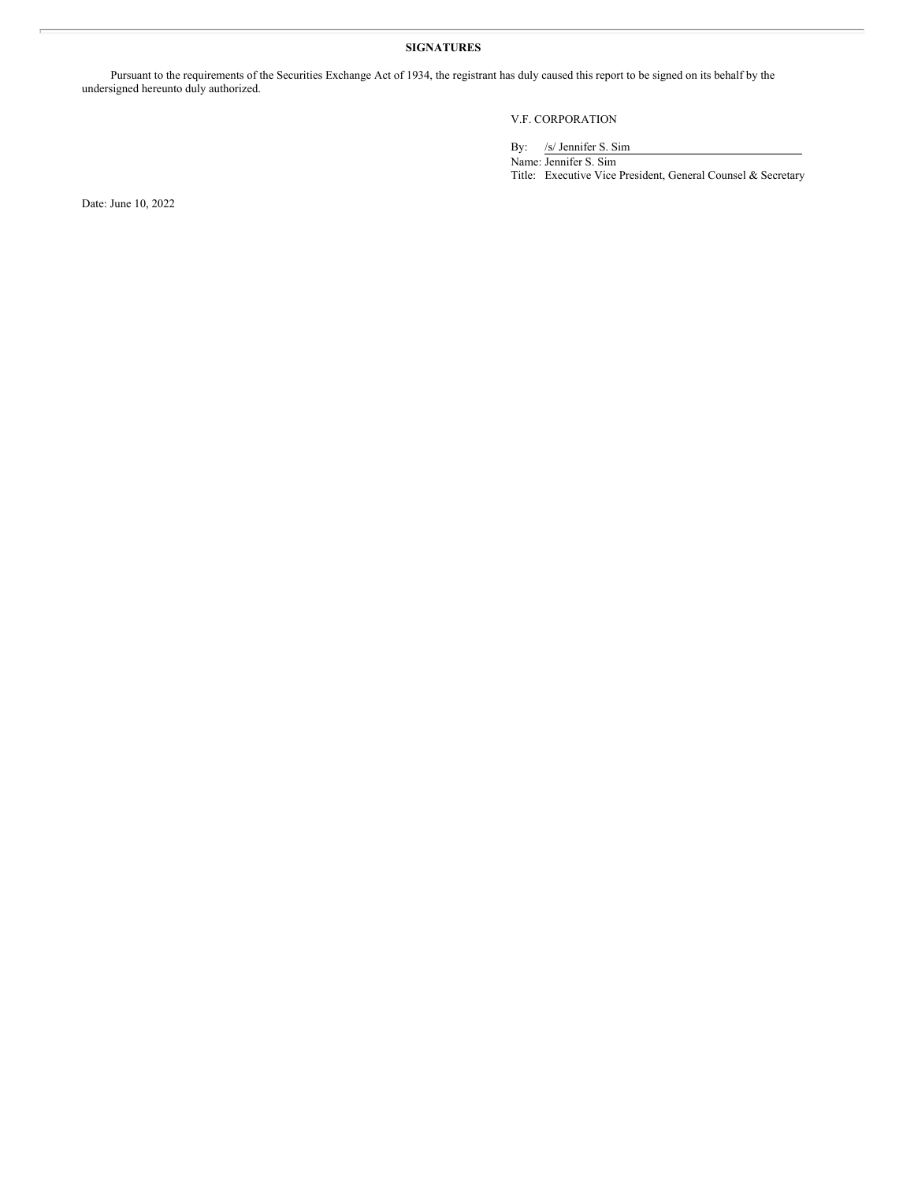**SIGNATURES**

Pursuant to the requirements of the Securities Exchange Act of 1934, the registrant has duly caused this report to be signed on its behalf by the undersigned hereunto duly authorized.

V.F. CORPORATION

By: /s/ Jennifer S. Sim

Name: Jennifer S. Sim

Title: Executive Vice President, General Counsel & Secretary

Date: June 10, 2022